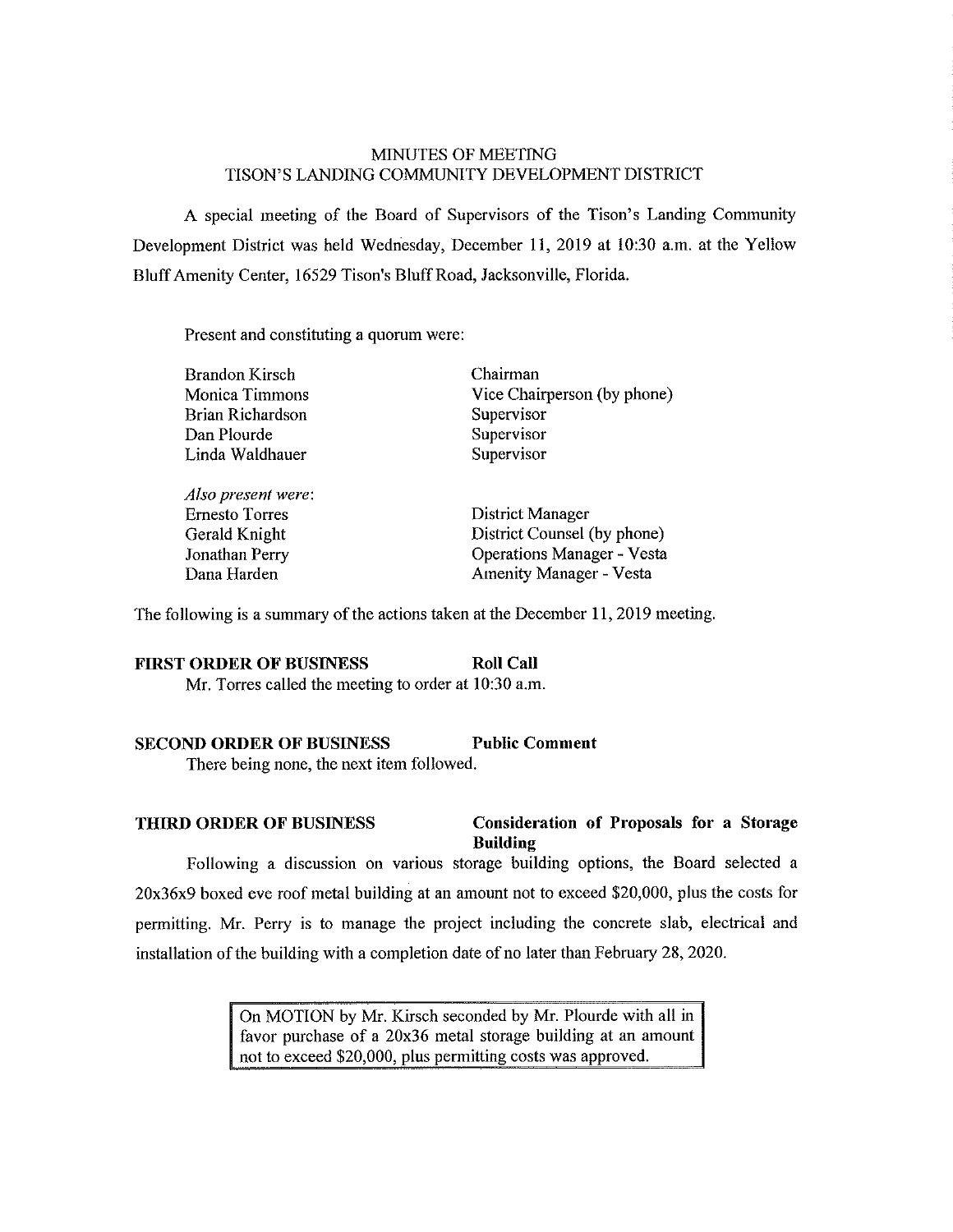# MINUTES OF MEETING
# TISON'S LANDING COMMUNITY DEVELOPMENT DISTRICT

A special meeting of the Board of Supervisors of the Tison's Landing Community Development District was held Wednesday, December 11, 2019 at 10:30 a.m. at the Yellow Bluff Amenity Center, 16529 Tison's Bluff Road, Jacksonville, Florida.

Present and constituting a quorum were:

| | |
|---|---|
| Brandon Kirsch | Chairman |
| Monica Timmons | Vice Chairperson (by phone) |
| Brian Richardson | Supervisor |
| Dan Plourde | Supervisor |
| Linda Waldhauer | Supervisor |

| | |
|---|---|
| *Also present were*: | |
| Ernesto Torres | District Manager |
| Gerald Knight | District Counsel (by phone) |
| Jonathan Perry | Operations Manager - Vesta |
| Dana Harden | Amenity Manager - Vesta |

The following is a summary of the actions taken at the December 11, 2019 meeting.

**FIRST ORDER OF BUSINESS** **Roll Call**

Mr. Torres called the meeting to order at 10:30 a.m.

**SECOND ORDER OF BUSINESS** **Public Comment**

There being none, the next item followed.

**THIRD ORDER OF BUSINESS** **Consideration of Proposals for a Storage Building**

Following a discussion on various storage building options, the Board selected a 20x36x9 boxed eve roof metal building at an amount not to exceed $20,000, plus the costs for permitting. Mr. Perry is to manage the project including the concrete slab, electrical and installation of the building with a completion date of no later than February 28, 2020.

> On MOTION by Mr. Kirsch seconded by Mr. Plourde with all in favor purchase of a 20x36 metal storage building at an amount not to exceed $20,000, plus permitting costs was approved.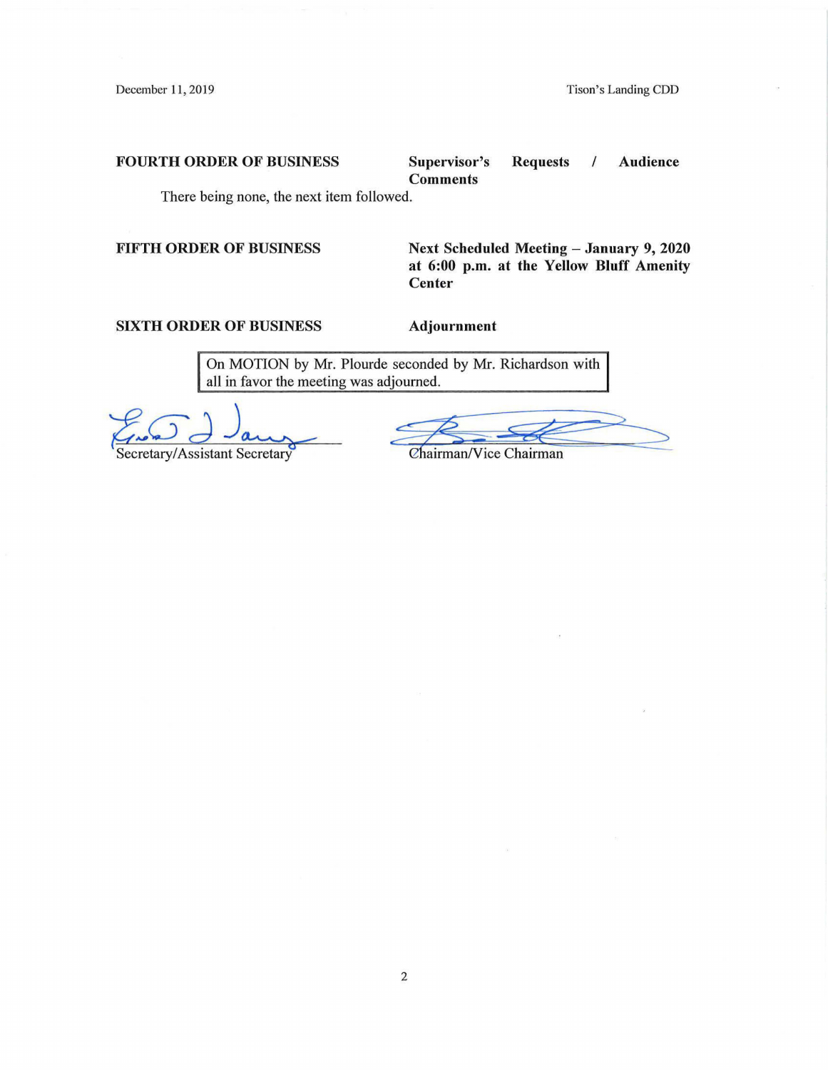**FOURTH ORDER OF BUSINESS** **Supervisor's Requests / Audience Comments**

There being none, the next item followed.

**FIFTH ORDER OF BUSINESS** **Next Scheduled Meeting – January 9, 2020 at 6:00 p.m. at the Yellow Bluff Amenity Center**

**SIXTH ORDER OF BUSINESS** **Adjournment**

> On MOTION by Mr. Plourde seconded by Mr. Richardson with all in favor the meeting was adjourned.

Secretary/Assistant Secretary

Chairman/Vice Chairman